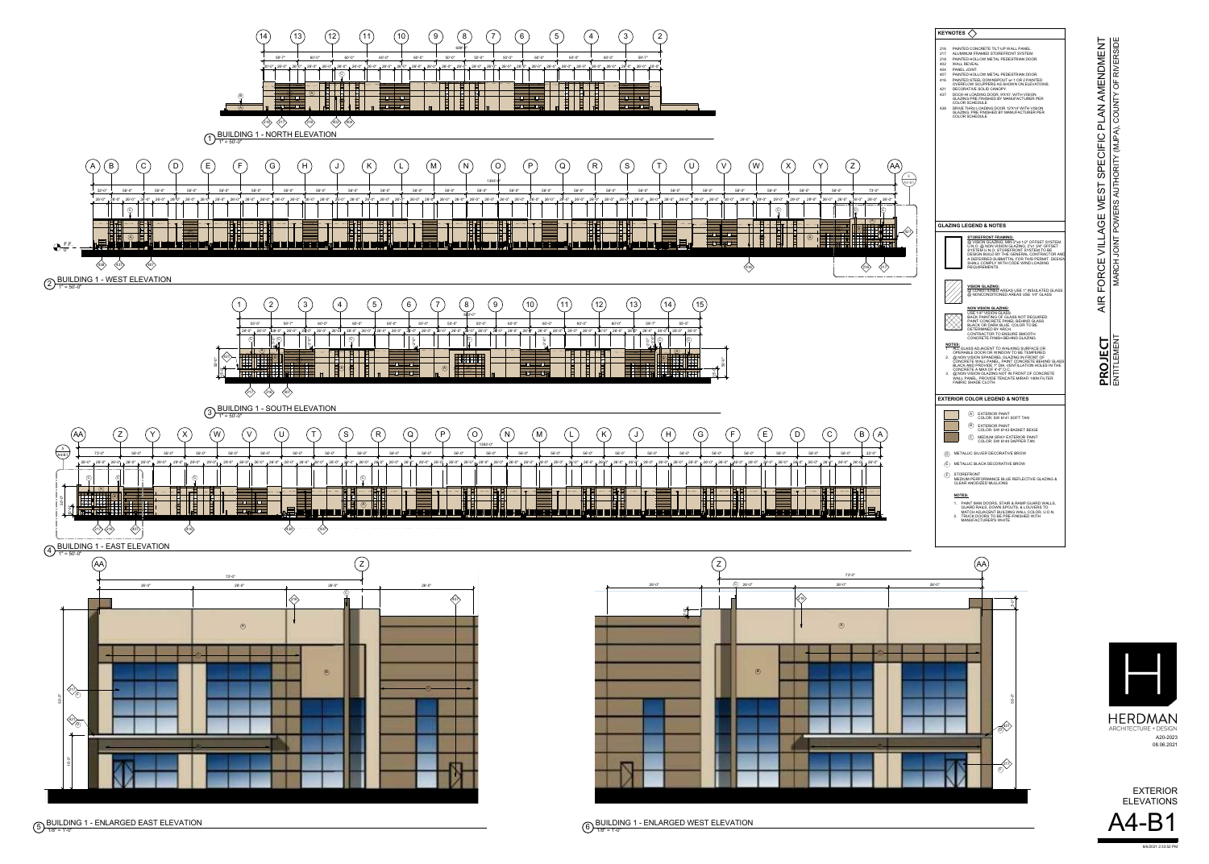## KEYNOTES

- 216 PAINTED CONCRETE TILT-UP WALL PANEL.
- 217 ALUMINUM FRAMED STOREFRONT SYSTEM.
- 218 PAINTED HOLLOW METAL PEDESTRIAN DOOR.
- 402 WALL REVEAL.
- 404 PANEL JOINT.
- 407 PAINTED HOLLOW METAL PEDESTRIAN DOOR.
- 416 PAINTED STEEL DOWNSPOUT w/ 1 OR 2 PAINTED OVERFLOW SCUPPERS AS SHOWN ON ELEVATIONS.
- 421 DECORATIVE SOLID CANOPY.
- 437 DOCK-HI LOADING DOOR, 9'X10', WITH VISION GLAZING PRE-FINISHED BY MANUFACTURER PER COLOR SCHEDULE
- 438 DRIVE THRU LOADING DOOR 12'X14' WITH VISION GLAZING, PRE-FINISHED BY MANUFACTURER PER COLOR SCHEDULE

## GLAZING LEGEND & NOTES

**STOREFRONT FRAMING:**
@ VISION GLAZING, MIN 2"x4 1/2" OFFSET SYSTEM U.N.O. @ NON-VISION GLAZING, 2"x1 3/4" OFFSET SYSTEM U.N.O. STOREFRONT SYSTEM TO BE DESIGN BUILD BY THE GENERAL CONTRACTOR AND A DEFERRED SUBMITTAL FOR THIS PERMIT. DESIGN SHALL COMPLY WITH CODE WIND LOADING REQUIREMENTS.

**VISION GLAZING:**
@ CONDITIONED AREAS USE 1" INSULATED GLASS
@ NONCONDITIONED AREAS USE 1/4" GLASS

**NON VISION GLAZING:**
USE 1/4" VISION GLASS
BACK PAINTING OF GLASS NOT REQUIRED. PAINT CONCRETE PANEL BEHIND GLASS BLACK OR DARK BLUE. COLOR TO BE DETERMINED BY ARCH.
CONTRACTOR TO ENSURE SMOOTH CONCRETE FINISH BEHIND GLAZING.

**NOTES:**

1. ALL GLASS ADJACENT TO WALKING SURFACE OR OPERABLE DOOR OR WINDOW TO BE TEMPERED.
2. @ NON VISION SPANDREL GLAZING IN FRONT OF CONCRETE WALL PANEL, PAINT CONCRETE BEHIND GLASS BLACK AND PROVIDE 1" DIA. VENTILATION HOLES IN THE CONCRETE A MAX OF 4'-0" O.C.
3. @ NON VISION GLAZING NOT IN FRONT OF CONCRETE WALL PANEL, PROVIDE TENCATE MIRAFI 140N FILTER FABRIC SHADE CLOTH.

## EXTERIOR COLOR LEGEND & NOTES

- (A) EXTERIOR PAINT COLOR: SW 6141 SOFT TAN
- (B) EXTERIOR PAINT COLOR: SW 6143 BASKET BEIGE
- (C) MEDIUM GRAY EXTERIOR PAINT COLOR: SW 6144 DAPPER TAN
- (D) METALLIC SILVER DECORATIVE BROW
- (E) METALLIC BLACK DECORATIVE BROW
- (F) STOREFRONT MEDIUM PERFORMANCE BLUE REFLECTIVE GLAZING & CLEAR ANODIZED MULLIONS

**NOTES:**

1. PAINT MAN DOORS, STAIR & RAMP GUARD WALLS, GUARD RAILS, DOWN SPOUTS, & LOUVERS TO MATCH ADJACENT BUILDING WALL COLOR, U.O.N.
2. TRUCK DOORS TO BE PRE-FINISHED WITH MANUFACTURER'S WHITE.

1 BUILDING 1 - NORTH ELEVATION 1" = 50'-0"

2 BUILDING 1 - WEST ELEVATION 1" = 50'-0"

3 BUILDING 1 - SOUTH ELEVATION 1" = 50'-0"

4 BUILDING 1 - EAST ELEVATION 1" = 50'-0"

5 BUILDING 1 - ENLARGED EAST ELEVATION 1/8" = 1'-0"

6 BUILDING 1 - ENLARGED WEST ELEVATION 1/8" = 1'-0"

**PROJECT** ENTITLEMENT

AIR FORCE VILLAGE WEST SPECIFIC PLAN AMENDMENT
MARCH JOINT POWERS AUTHORITY (MJPA), COUNTY OF RIVERSIDE

HERDMAN ARCHITECTURE + DESIGN

A20-2023
08.06.2021

EXTERIOR ELEVATIONS

A4-B1

8/6/2021 2:33:52 PM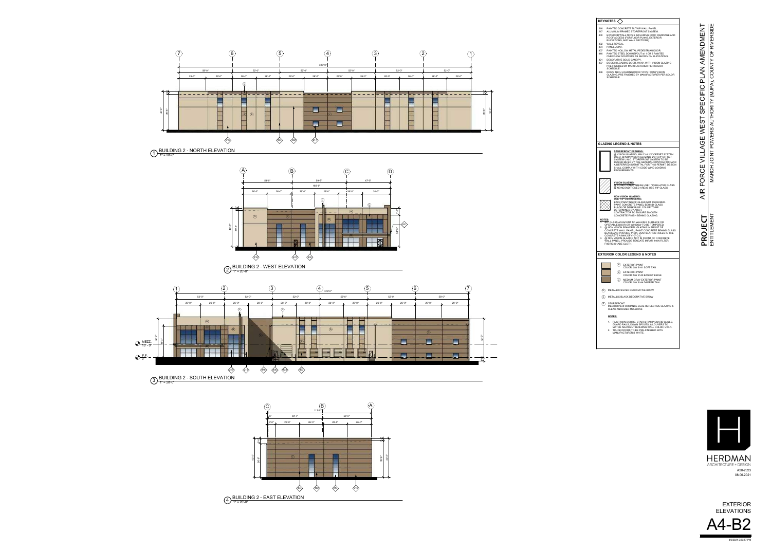## KEYNOTES

- 216 PAINTED CONCRETE TILT-UP WALL PANEL.
- 217 ALUMINUM FRAMED STOREFRONT SYSTEM.
- 400 EXTERIOR WALL NOTES INCLUDING ROOF DRAINAGE AND ROOF ACCESS (FOR FLOOR PLANS, EXTERIOR ELEVATIONS, AND WALL SECTIONS)
- 402 WALL REVEAL.
- 404 PANEL JOINT.
- 407 PAINTED HOLLOW METAL PEDESTRIAN DOOR.
- 416 PAINTED STEEL DOWNSPOUT w/ 1 OR 2 PAINTED OVERFLOW SCUPPERS AS SHOWN ON ELEVATIONS.
- 421 DECORATIVE SOLID CANOPY.
- 437 DOCK-HI LOADING DOOR, 9'X10' WITH VISION GLAZING PRE FINISHED BY MANUFACTURER PER COLOR SCHEDULE.
- 438 DRIVE THRU LOADING DOOR 12'X14' WITH VISION GLAZING PRE FINISHED BY MANUFACTURER PER COLOR SCHEDULE.

## GLAZING LEGEND & NOTES

**STOREFRONT FRAMING:**
@ VISION GLAZING, MIN 2"x4 1/2" OFFSET SYSTEM U.N.O. @ NON-VISION GLAZING, 2"x1 3/4" OFFSET SYSTEM U.N.O. STOREFRONT SYSTEM TO BE DESIGN BUILD BY THE GENERAL CONTRACTOR AND A DEFERRED SUBMITTAL FOR THIS PERMIT. DESIGN SHALL COMPLY WITH CODE WIND LOADING REQUIREMENTS.

**VISION GLAZING:**
@ CONDITIONED AREAS USE 1" INSULATED GLASS
@ NONCONDITIONED AREAS USE 1/4" GLASS

**NON VISION GLAZING:**
USE 1/4" VISION GLASS.
BACK PAINTING OF GLASS NOT REQUIRED. PAINT CONCRETE PANEL BEHIND GLASS BLACK OR DARK BLUE. COLOR TO BE DETERMINED BY ARCH. CONTRACTOR TO ENSURE SMOOTH CONCRETE FINISH BEHIND GLAZING.

**NOTES:**
1. ALL GLASS ADJACENT TO WALKING SURFACE OR OPERABLE DOOR OR WINDOW TO BE TEMPERED.
2. @ NON VISION SPANDREL GLAZING IN FRONT OF CONCRETE WALL PANEL, PAINT CONCRETE BEHIND GLASS BLACK AND PROVIDE 1" DIA. VENTILLATION HOLES IN THE CONCRETE A MAX OF 4'-0" O.C.
3. @ NON VISION GLAZING NOT IN FRONT OF CONCRETE WALL PANEL, PROVIDE TENCATE MIRAFI 140N FILTER FABRIC SHADE CLOTH.

## EXTERIOR COLOR LEGEND & NOTES

- (A) EXTERIOR PAINT COLOR: SW 6141 SOFT TAN
- (B) EXTERIOR PAINT COLOR: SW 6143 BASKET BEIGE
- (C) MEDIUM GRAY EXTERIOR PAINT COLOR: SW 6144 DAPPER TAN
- (D) METALLIC SILVER DECORATIVE BROW
- (E) METALLIC BLACK DECORATIVE BROW
- (F) STOREFRONT: MEDIUM PERFORMANCE BLUE REFLECTIVE GLAZING & CLEAR ANODIZED MULLIONS

**NOTES:**
1. PAINT MAN DOORS, STAIR & RAMP GUARD WALLS, GUARD RAILS, DOWN SPOUTS, & LOUVERS TO MATCH ADJACENT BUILDING WALL COLOR, U.O.N.
2. TRUCK DOORS TO BE PRE-FINISHED WITH MANUFACTURER'S WHITE.

1 BUILDING 2 - NORTH ELEVATION
1" = 20'-0"

2 BUILDING 2 - WEST ELEVATION
1" = 20'-0"

3 BUILDING 2 - SOUTH ELEVATION
1" = 20'-0"

4 BUILDING 2 - EAST ELEVATION
1" = 20'-0"

**PROJECT**
ENTITLEMENT
AIR FORCE VILLAGE WEST SPECIFIC PLAN AMENDMENT
MARCH JOINT POWERS AUTHORITY (MJPA), COUNTY OF RIVERSIDE

HERDMAN
ARCHITECTURE + DESIGN
A20-2023
08.06.2021

EXTERIOR ELEVATIONS
A4-B2

8/6/2021 2:33:57 PM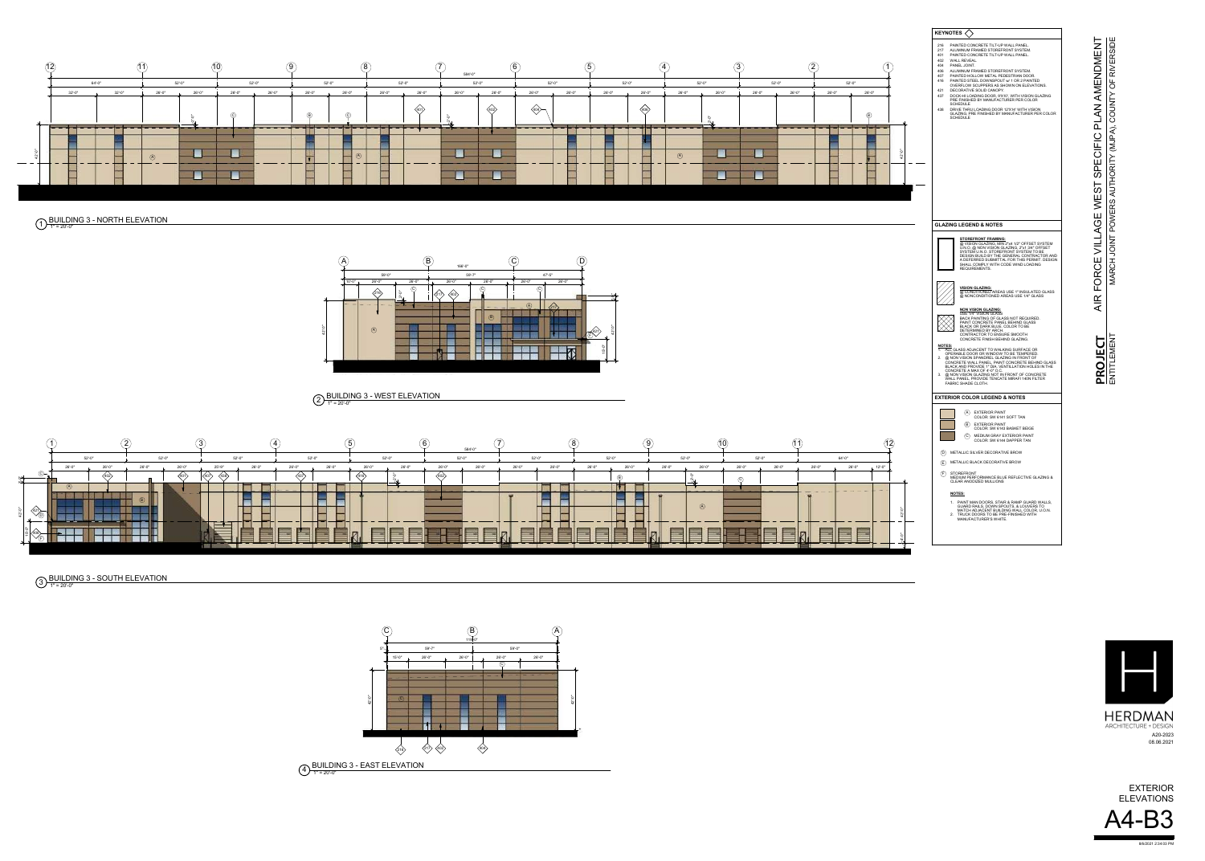## KEYNOTES

- 216 PAINTED CONCRETE TILT-UP WALL PANEL
- 217 ALUMINUM FRAMED STOREFRONT SYSTEM
- 401 PAINTED CONCRETE TILT-UP WALL PANEL
- 402 WALL REVEAL
- 404 PANEL JOINT
- 406 ALUMINUM FRAMED STOREFRONT SYSTEM
- 407 PAINTED HOLLOW METAL PEDESTRIAN DOOR
- 416 PAINTED STEEL DOWNSPOUT w/ 1 OR 2 PAINTED OVERFLOW SCUPPERS AS SHOWN ON ELEVATIONS
- 421 DECORATIVE SOLID CANOPY
- 437 DOCK-HI LOADING DOOR, 9'X10', WITH VISION GLAZING PRE FINISHED BY MANUFACTURER PER COLOR SCHEDULE
- 438 DRIVE THRU LOADING DOOR 12'X14' WITH VISION GLAZING, PRE FINISHED BY MANUFACTURER PER COLOR SCHEDULE

## GLAZING LEGEND & NOTES

**STOREFRONT FRAMING:**
@ VISION GLAZING, MIN 2"x6 1/2" OFFSET SYSTEM U.N.O. @ NON VISION GLAZING, 2"x1 3/4" OFFSET SYSTEM U.N.O. STOREFRONT SYSTEM TO BE DESIGN BUILD BY THE GENERAL CONTRACTOR AND A DEFERRED SUBMITTAL FOR THIS PERMIT. DESIGN SHALL COMPLY WITH CODE WIND LOADING REQUIREMENTS.

**VISION GLAZING:**
@ CONDITIONED AREAS USE 1" INSULATED GLASS
@ NONCONDITIONED AREAS USE 1/4" GLASS

**NON VISION GLAZING:**
USE 1/4" VISION GLASS,
BACK PAINTING OF GLASS NOT REQUIRED. PAINT CONCRETE PANEL BEHIND GLASS BLACK OR DARK BLUE, COLOR TO BE DETERMINED BY ARCH.
CONTRACTOR TO ENSURE SMOOTH CONCRETE FINISH BEHIND GLAZING.

**NOTES:**
1. ALL GLASS ADJACENT TO WALKING SURFACE OR OPERABLE DOOR OR WINDOW TO BE TEMPERED.
2. @ NON VISION SPANDREL GLAZING IN FRONT OF CONCRETE WALL PANEL, PAINT CONCRETE BEHIND GLASS BLACK AND PROVIDE 1" DIA. VENTILLATION HOLES IN THE CONCRETE A MAX OF 4'-0" O.C.
3. @ NON VISION GLAZING NOT IN FRONT OF CONCRETE WALL PANEL, PROVIDE TENCATE MIRAFI 140N FILTER FABRIC SHADE CLOTH.

## EXTERIOR COLOR LEGEND & NOTES

- (A) EXTERIOR PAINT COLOR: SW 6141 SOFT TAN
- (B) EXTERIOR PAINT COLOR: SW 6143 BASKET BEIGE
- (C) MEDIUM GRAY EXTERIOR PAINT COLOR: SW 6144 DAPPER TAN
- (D) METALLIC SILVER DECORATIVE BROW
- (E) METALLIC BLACK DECORATIVE BROW
- (F) STOREFRONT MEDIUM PERFORMANCE BLUE REFLECTIVE GLAZING & CLEAR ANODIZED MULLIONS

**NOTES:**
1. PAINT MAN DOORS, STAIR & RAMP GUARD WALLS, GUARD RAILS, DOWN SPOUTS, & LOUVERS TO MATCH ADJACENT BUILDING WALL COLOR, U.O.N.
2. TRUCK DOORS TO BE PRE-FINISHED WITH MANUFACTURER'S WHITE.

1 BUILDING 3 - NORTH ELEVATION
1" = 20'-0"

2 BUILDING 3 - WEST ELEVATION
1" = 20'-0"

3 BUILDING 3 - SOUTH ELEVATION
1" = 20'-0"

4 BUILDING 3 - EAST ELEVATION
1" = 20'-0"

**PROJECT** ENTITLEMENT

AIR FORCE VILLAGE WEST SPECIFIC PLAN AMENDMENT
MARCH JOINT POWERS AUTHORITY (MJPA), COUNTY OF RIVERSIDE

HERDMAN ARCHITECTURE + DESIGN

A20-2023
08.06.2021

EXTERIOR ELEVATIONS

A4-B3

8/6/2021 2:34:03 PM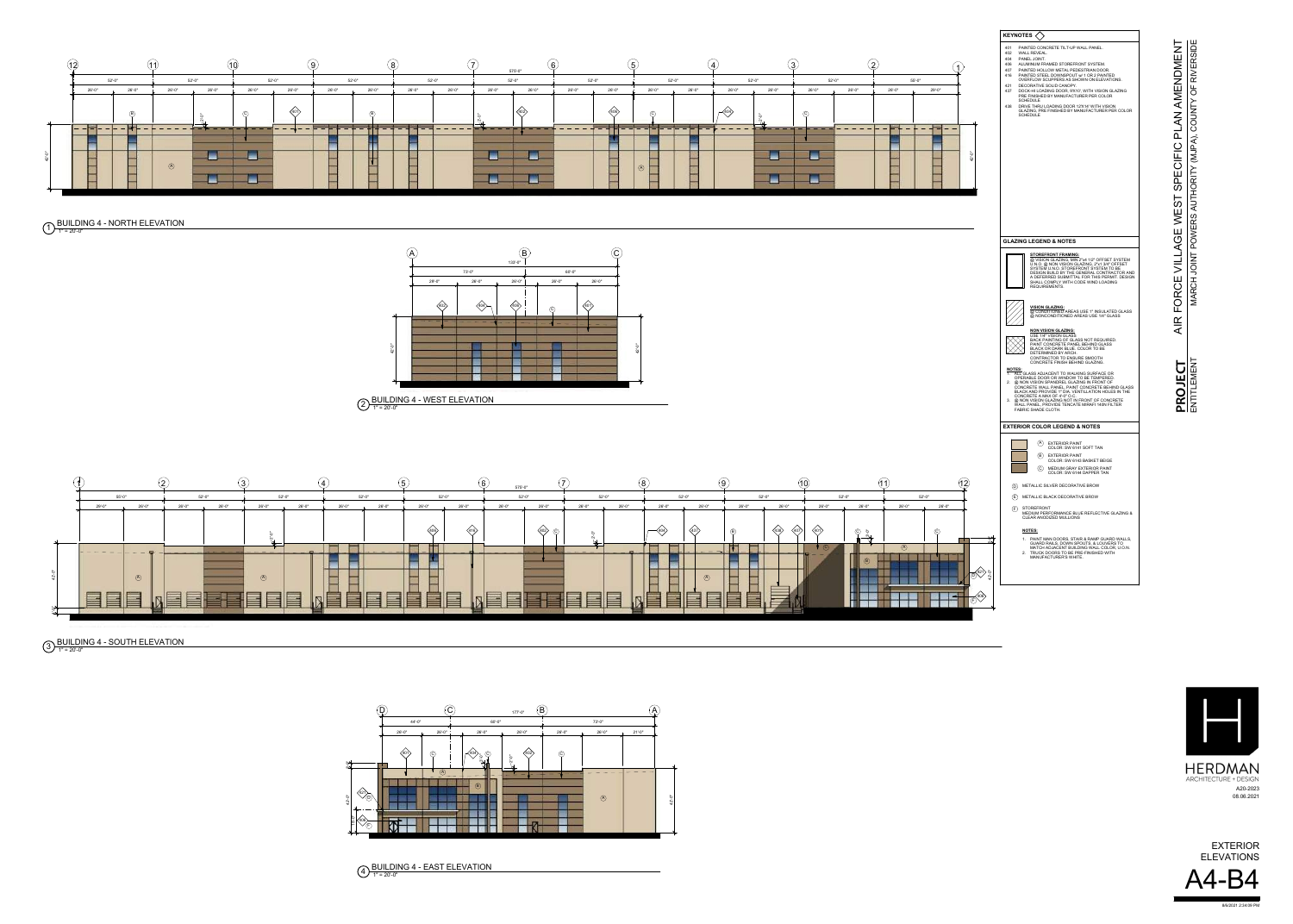## KEYNOTES

- 401 PAINTED CONCRETE TILT-UP WALL PANEL
- 402 WALL REVEAL
- 404 PANEL JOINT
- 406 ALUMINUM FRAMED STOREFRONT SYSTEM
- 407 PAINTED HOLLOW METAL PEDESTRIAN DOOR
- 416 PAINTED STEEL DOWNSPOUT w/ 1 OR 2 PAINTED OVERFLOW SCUPPERS AS SHOWN ON ELEVATIONS
- 421 DECORATIVE SOLID CANOPY
- 437 DOCK-HI LOADING DOOR, 9'X10', WITH VISION GLAZING PRE FINISHED BY MANUFACTURER PER COLOR SCHEDULE
- 438 DRIVE THRU LOADING DOOR 12'X14' WITH VISION GLAZING, PRE FINISHED BY MANUFACTURER PER COLOR SCHEDULE

## GLAZING LEGEND & NOTES

**STOREFRONT FRAMING:**
@ VISION GLAZING, MIN 2"x4 1/2" OFFSET SYSTEM U.N.O. @ NON VISION GLAZING, 2"x1 3/4" OFFSET SYSTEM U.N.O. STOREFRONT SYSTEM TO BE DESIGN BUILD BY THE GENERAL CONTRACTOR AND A DEFERRED SUBMITTAL FOR THIS PERMIT. DESIGN SHALL COMPLY WITH CODE WIND LOADING REQUIREMENTS.

**VISION GLAZING:**
@ CONDITIONED AREAS USE 1" INSULATED GLASS
@ NONCONDITIONED AREAS USE 1/4" GLASS

**NON VISION GLAZING:**
USE 1/4" VISION GLASS.
BACK PAINTING OF GLASS NOT REQUIRED. PAINT CONCRETE PANEL BEHIND GLASS BLACK OR DARK BLUE. COLOR TO BE DETERMINED BY ARCH.
CONTRACTOR TO ENSURE SMOOTH CONCRETE FINISH BEHIND GLAZING.

**NOTES:**

1. ALL GLASS ADJACENT TO WALKING SURFACE OR OPERABLE DOOR OR WINDOW TO BE TEMPERED.
2. @ NON VISION SPANDREL GLAZING IN FRONT OF CONCRETE WALL PANEL, PAINT CONCRETE BEHIND GLASS BLACK AND PROVIDE 1" DIA. VENTILLATION HOLES IN THE CONCRETE A MAX OF 4'-0" O.C.
3. @ NON VISION GLAZING NOT IN FRONT OF CONCRETE WALL PANEL, PROVIDE TENCATE MIRAFI 140N FILTER FABRIC SHADE CLOTH.

## EXTERIOR COLOR LEGEND & NOTES

- (A) EXTERIOR PAINT COLOR: SW 6141 SOFT TAN
- (B) EXTERIOR PAINT COLOR: SW 6143 BASKET BEIGE
- (C) MEDIUM GRAY EXTERIOR PAINT COLOR: SW 6144 DAPPER TAN
- (D) METALLIC SILVER DECORATIVE BROW
- (E) METALLIC BLACK DECORATIVE BROW
- (F) STOREFRONT MEDIUM PERFORMANCE BLUE REFLECTIVE GLAZING & CLEAR ANODIZED MULLIONS

**NOTES:**

1. PAINT MAN DOORS, STAIR & RAMP GUARD WALLS, GUARD RAILS, DOWN SPOUTS, & LOUVERS TO MATCH ADJACENT BUILDING WALL COLOR, U.O.N.
2. TRUCK DOORS TO BE PRE-FINISHED WITH MANUFACTURER'S WHITE.

---

(1) BUILDING 4 - NORTH ELEVATION
1" = 20'-0"

(2) BUILDING 4 - WEST ELEVATION
1" = 20'-0"

(3) BUILDING 4 - SOUTH ELEVATION
1" = 20'-0"

(4) BUILDING 4 - EAST ELEVATION
1" = 20'-0"

---

**PROJECT**
ENTITLEMENT

AIR FORCE VILLAGE WEST SPECIFIC PLAN AMENDMENT
MARCH JOINT POWERS AUTHORITY (MJPA), COUNTY OF RIVERSIDE

HERDMAN
ARCHITECTURE + DESIGN

A20-2023
08.06.2021

EXTERIOR ELEVATIONS

A4-B4

8/6/2021 2:34:09 PM